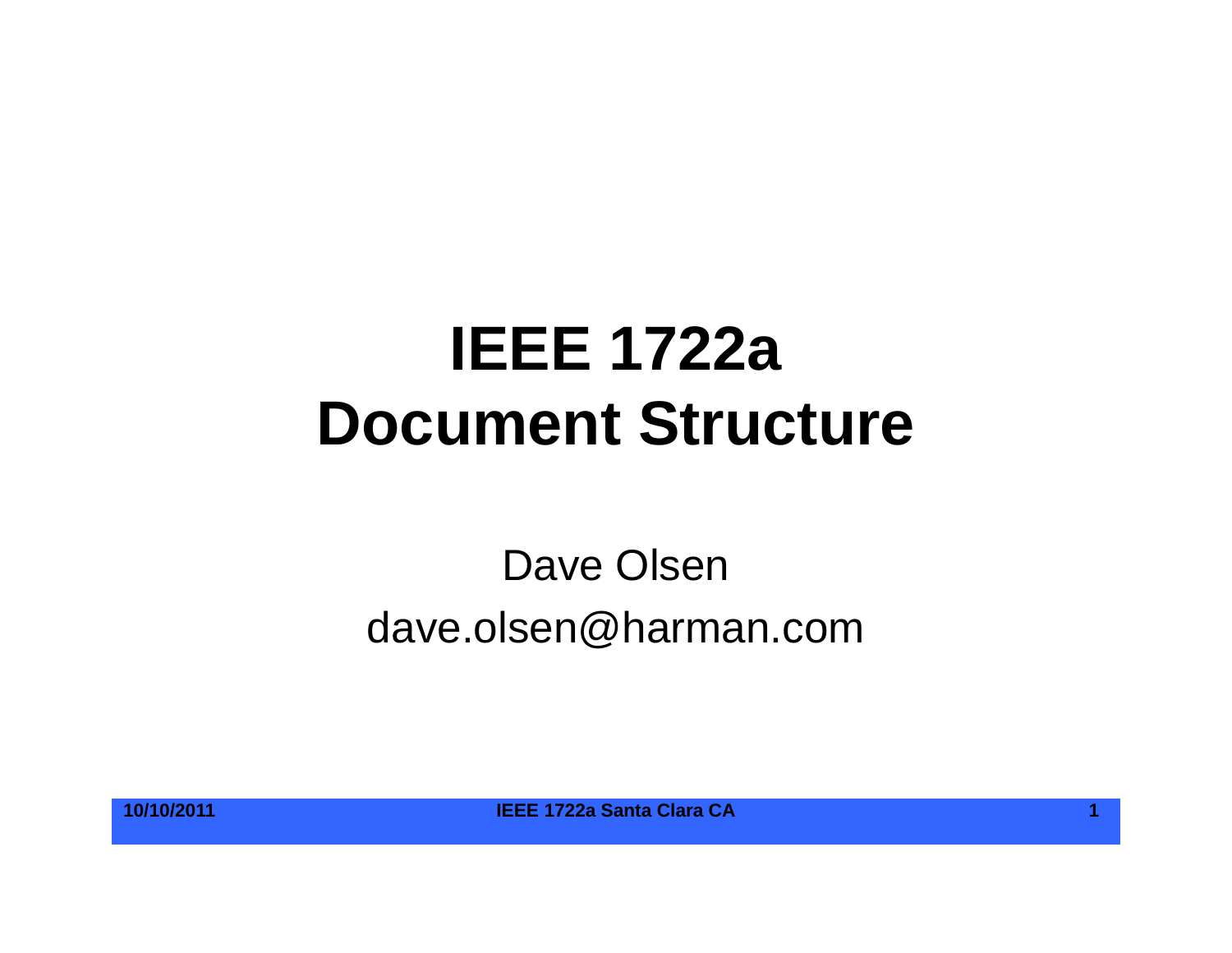# IEEE 1722a Document Structure

Dave Olsen

dave.olsen@harman.com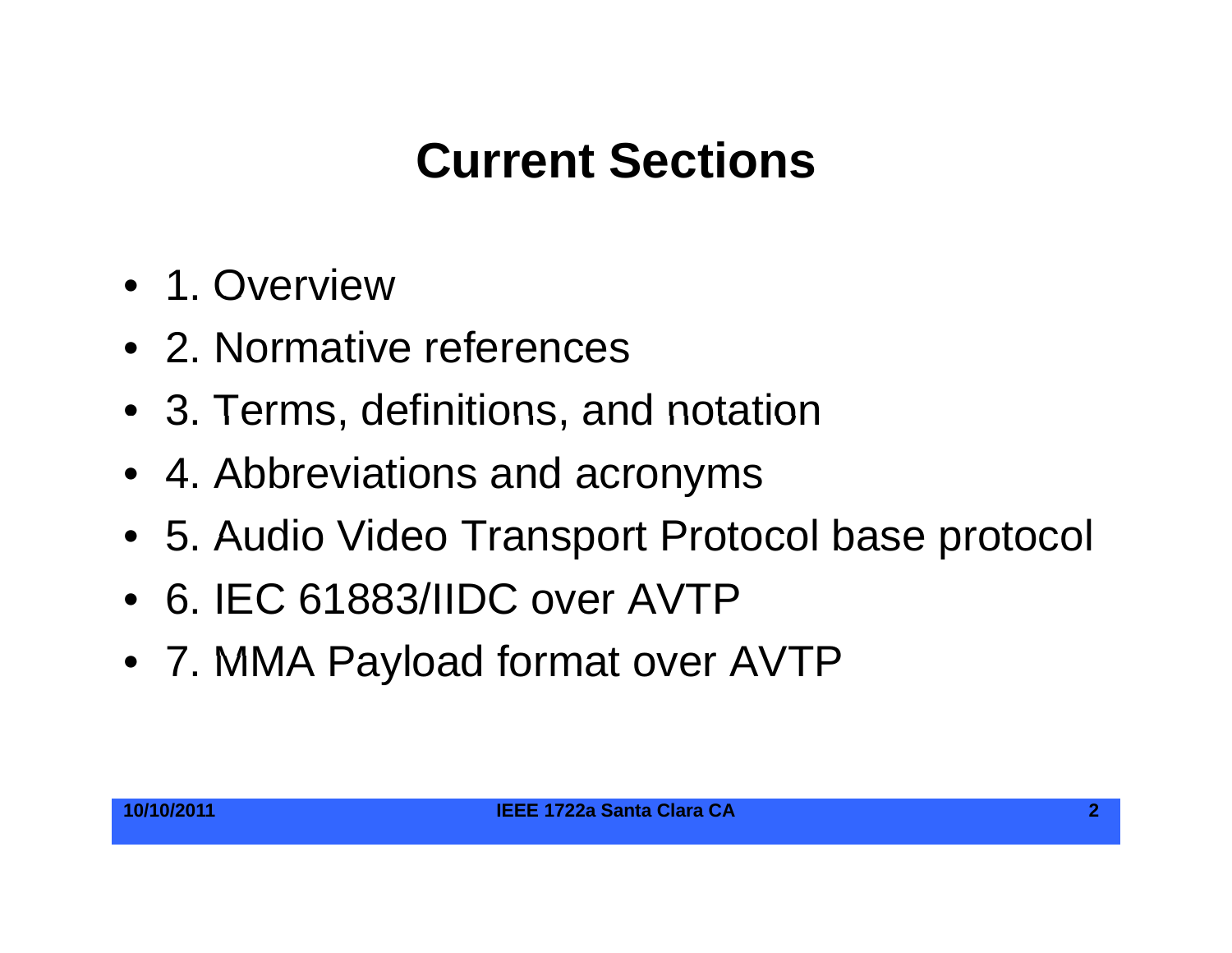# Current Sections

- 1. Overview
- 2. Normative references
- 3. Terms, definitions, and notation
- 4. Abbreviations and acronyms
- 5. Audio Video Transport Protocol base protocol
- 6. IEC 61883/IIDC over AVTP
- 7. MMA Payload format over AVTP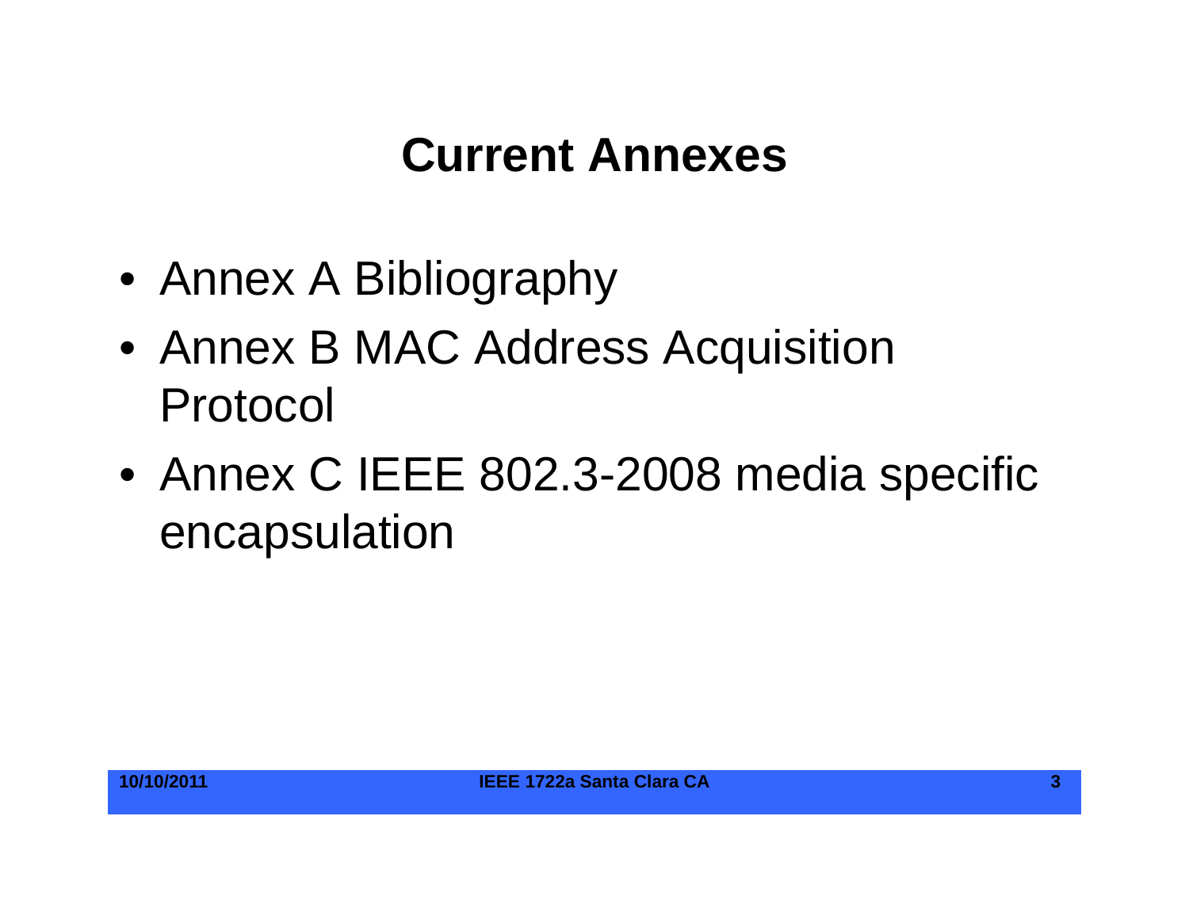# Current Annexes

- Annex A Bibliography
- Annex B MAC Address Acquisition Protocol
- Annex C IEEE 802.3-2008 media specific encapsulation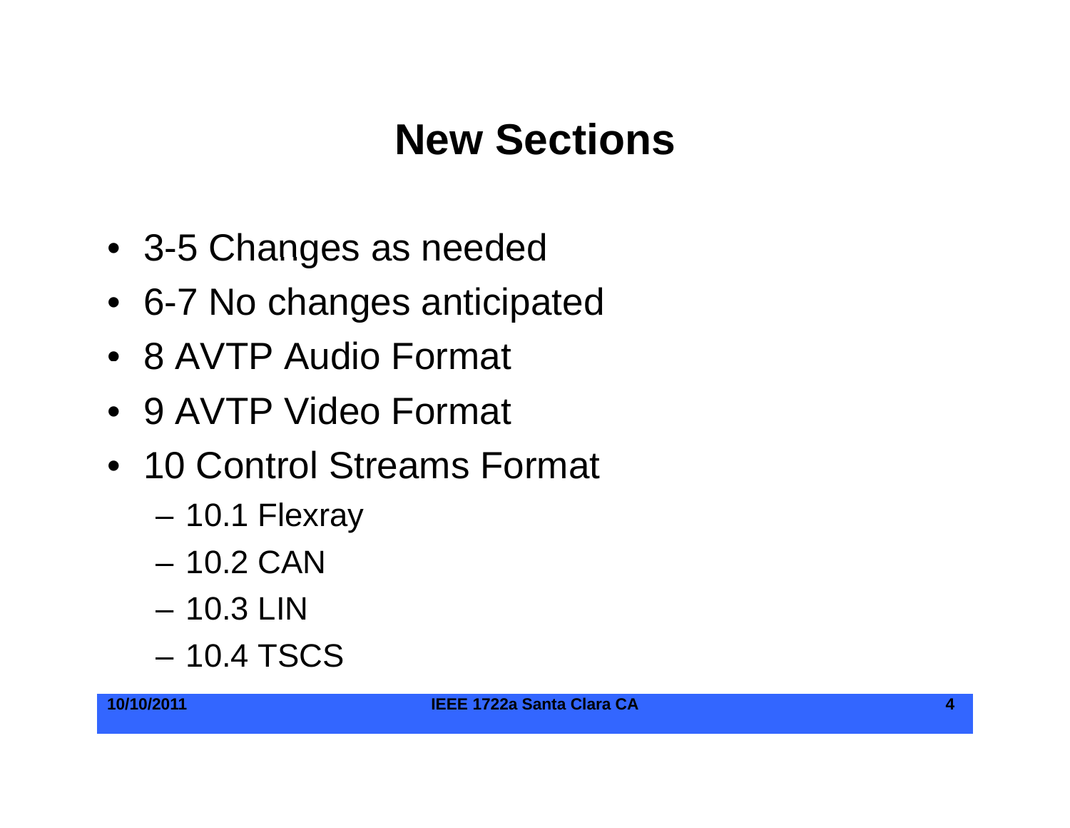# New Sections

- 3-5 Changes as needed
- 6-7 No changes anticipated
- 8 AVTP Audio Format
- 9 AVTP Video Format
- 10 Control Streams Format
  - 10.1 Flexray
  - 10.2 CAN
  - 10.3 LIN
  - 10.4 TSCS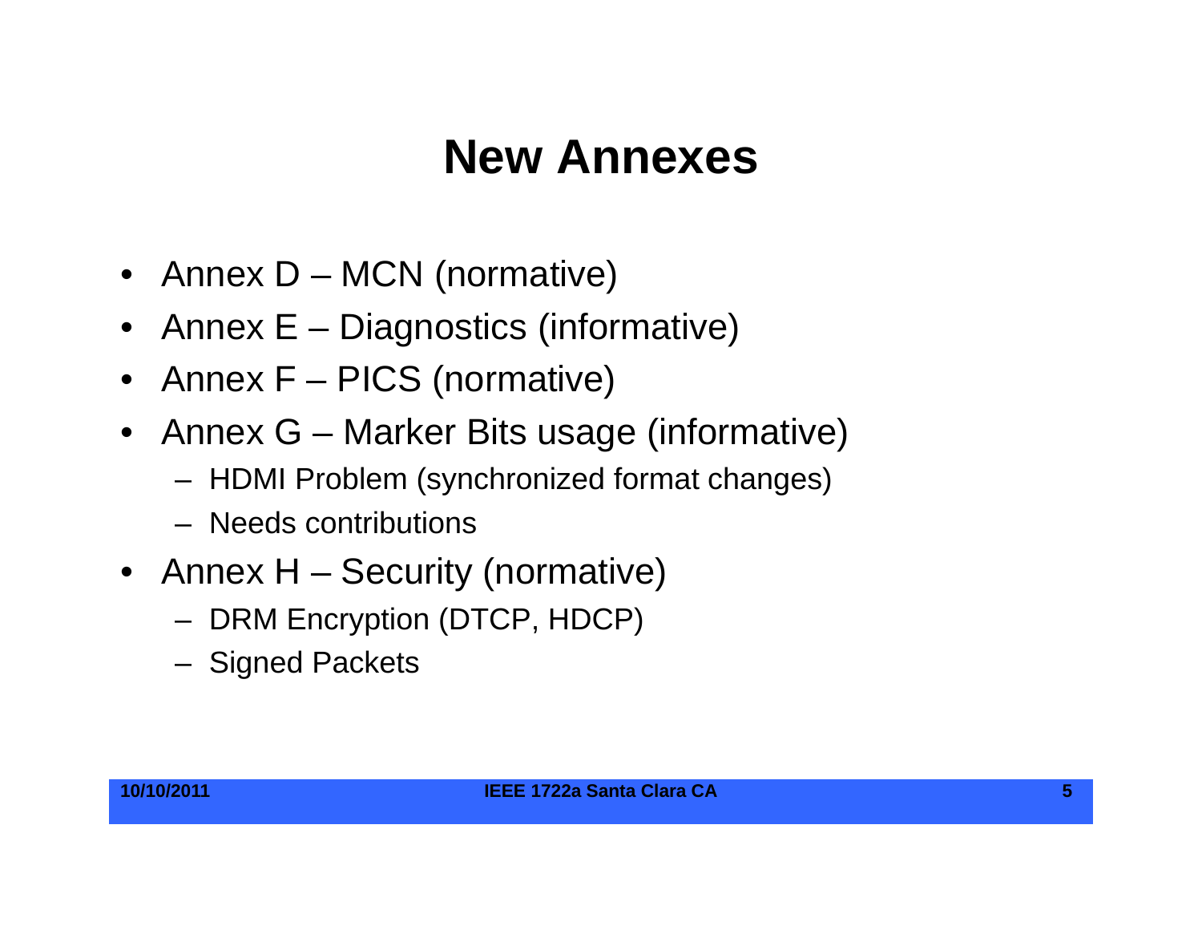# New Annexes

- Annex D – MCN (normative)
- Annex E – Diagnostics (informative)
- Annex F – PICS (normative)
- Annex G – Marker Bits usage (informative)
  - HDMI Problem (synchronized format changes)
  - Needs contributions
- Annex H – Security (normative)
  - DRM Encryption (DTCP, HDCP)
  - Signed Packets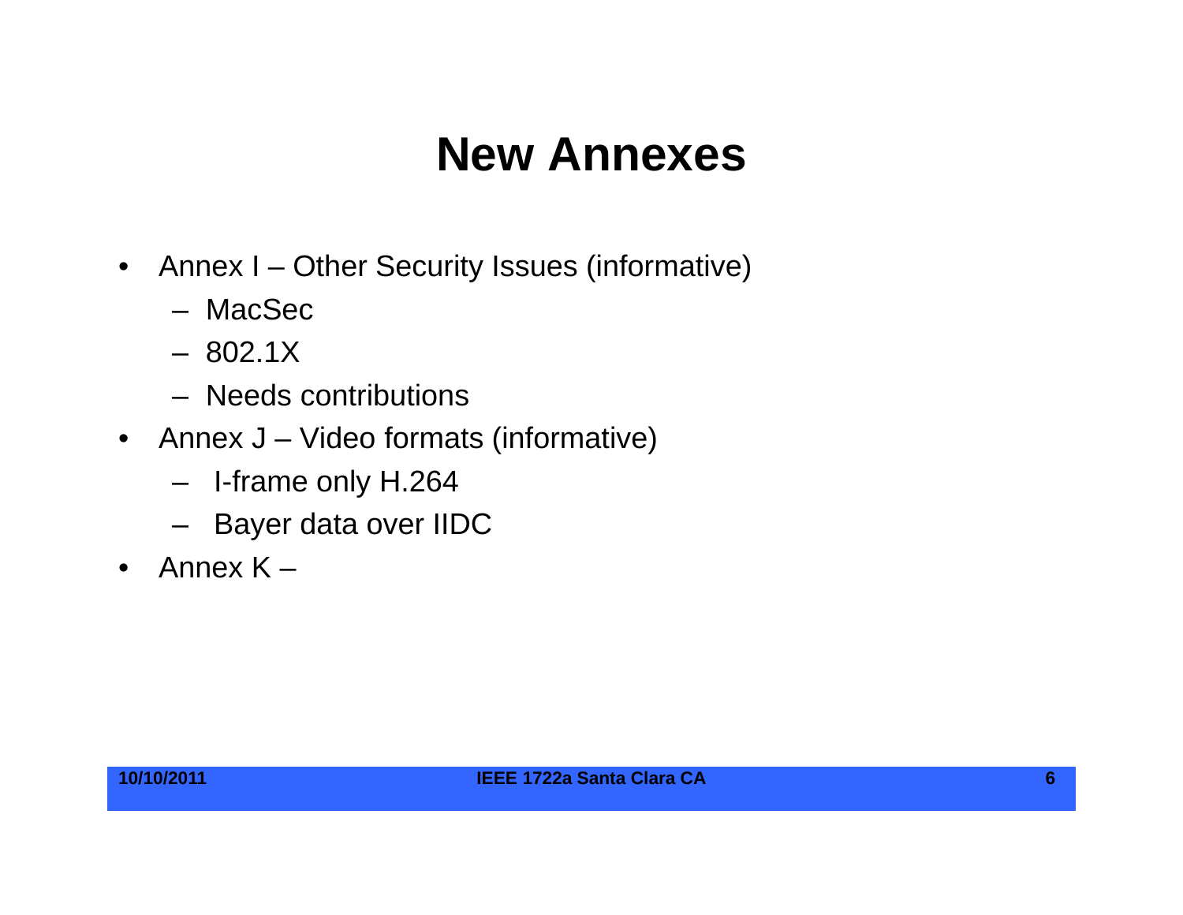# New Annexes

- Annex I – Other Security Issues (informative)
  - MacSec
  - 802.1X
  - Needs contributions
- Annex J – Video formats (informative)
  - I-frame only H.264
  - Bayer data over IIDC
- Annex K –